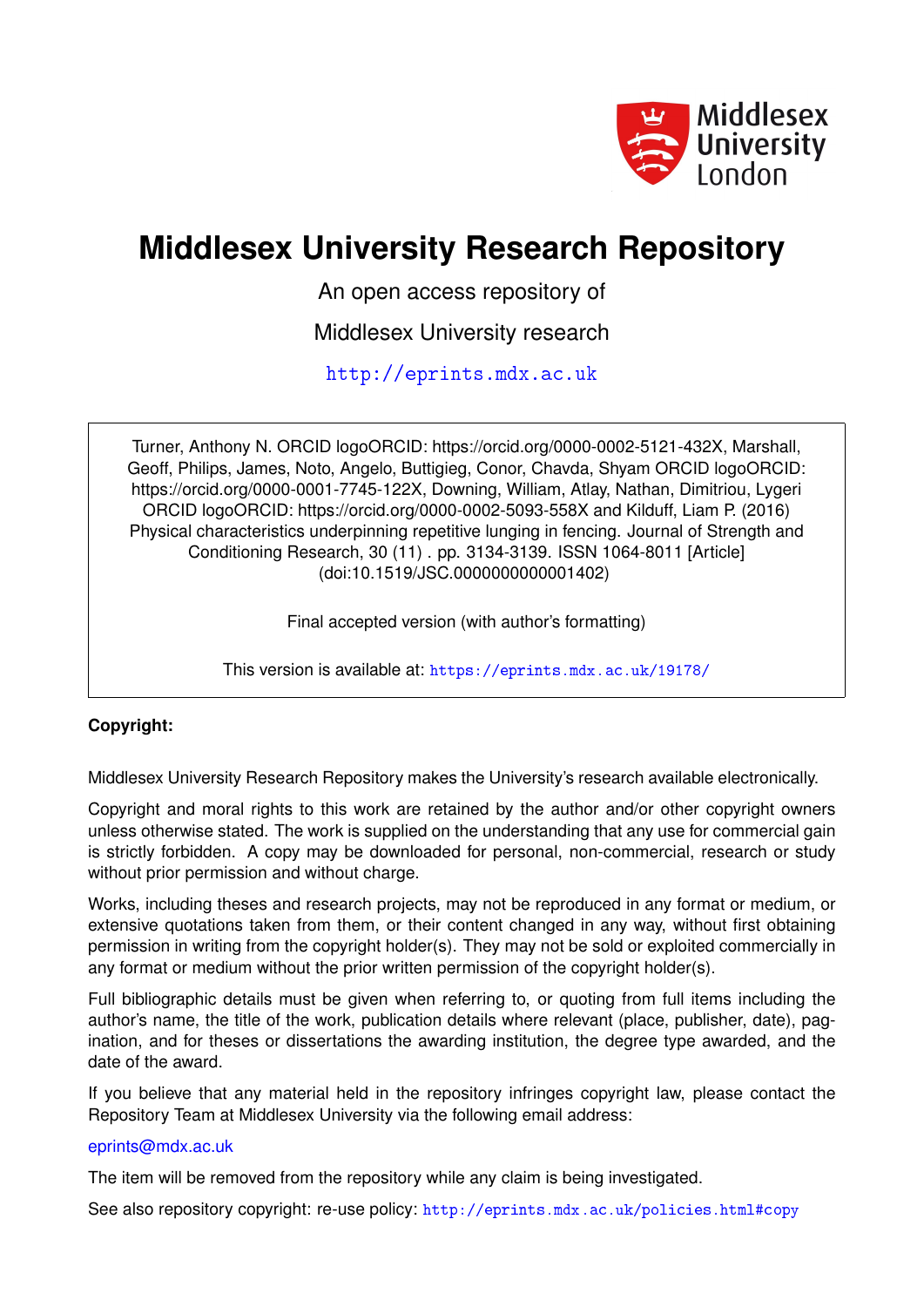# Middlesex University Research Repository

An open access repository of

Middlesex University research

http://eprints.mdx.ac.uk

Turner, Anthony N. ORCID logoORCID: https://orcid.org/0000-0002-5121-432X, Marshall, Geoff, Philips, James, Noto, Angelo, Buttigieg, Conor, Chavda, Shyam ORCID logoORCID: https://orcid.org/0000-0001-7745-122X, Downing, William, Atlay, Nathan, Dimitriou, Lygeri ORCID logoORCID: https://orcid.org/0000-0002-5093-558X and Kilduff, Liam P. (2016) Physical characteristics underpinning repetitive lunging in fencing. Journal of Strength and Conditioning Research, 30 (11) . pp. 3134-3139. ISSN 1064-8011 [Article] (doi:10.1519/JSC.0000000000001402)

Final accepted version (with author's formatting)

This version is available at: https://eprints.mdx.ac.uk/19178/

**Copyright:**

Middlesex University Research Repository makes the University's research available electronically.

Copyright and moral rights to this work are retained by the author and/or other copyright owners unless otherwise stated. The work is supplied on the understanding that any use for commercial gain is strictly forbidden. A copy may be downloaded for personal, non-commercial, research or study without prior permission and without charge.

Works, including theses and research projects, may not be reproduced in any format or medium, or extensive quotations taken from them, or their content changed in any way, without first obtaining permission in writing from the copyright holder(s). They may not be sold or exploited commercially in any format or medium without the prior written permission of the copyright holder(s).

Full bibliographic details must be given when referring to, or quoting from full items including the author's name, the title of the work, publication details where relevant (place, publisher, date), pagination, and for theses or dissertations the awarding institution, the degree type awarded, and the date of the award.

If you believe that any material held in the repository infringes copyright law, please contact the Repository Team at Middlesex University via the following email address:

eprints@mdx.ac.uk

The item will be removed from the repository while any claim is being investigated.

See also repository copyright: re-use policy: http://eprints.mdx.ac.uk/policies.html#copy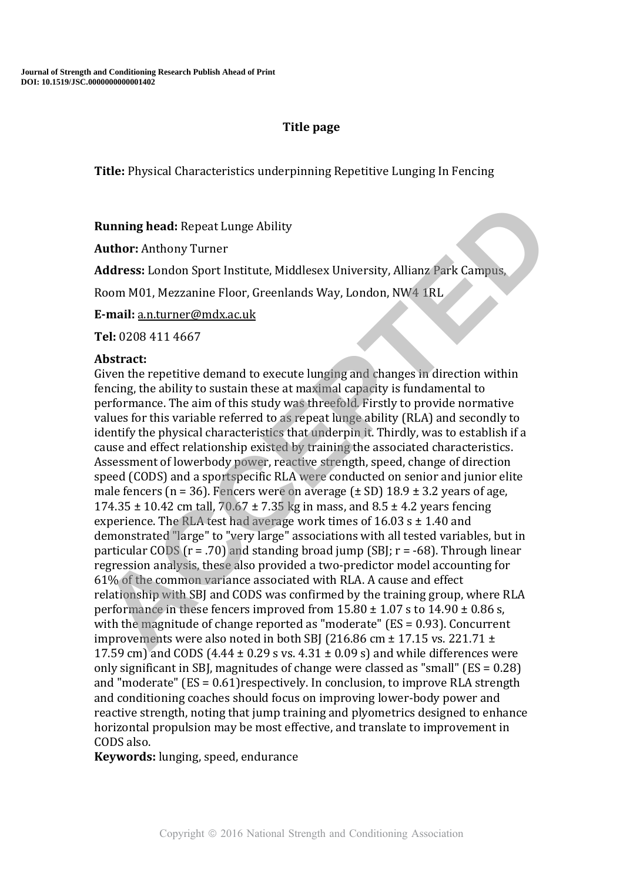## Title page

**Title:** Physical Characteristics underpinning Repetitive Lunging In Fencing

**Running head:** Repeat Lunge Ability

**Author:** Anthony Turner

**Address:** London Sport Institute, Middlesex University, Allianz Park Campus, Room M01, Mezzanine Floor, Greenlands Way, London, NW4 1RL

**E-mail:** a.n.turner@mdx.ac.uk

**Tel:** 0208 411 4667

**Abstract:**

Given the repetitive demand to execute lunging and changes in direction within fencing, the ability to sustain these at maximal capacity is fundamental to performance. The aim of this study was threefold. Firstly to provide normative values for this variable referred to as repeat lunge ability (RLA) and secondly to identify the physical characteristics that underpin it. Thirdly, was to establish if a cause and effect relationship existed by training the associated characteristics. Assessment of lowerbody power, reactive strength, speed, change of direction speed (CODS) and a sportspecific RLA were conducted on senior and junior elite male fencers (n = 36). Fencers were on average (± SD) 18.9 ± 3.2 years of age, 174.35 ± 10.42 cm tall, 70.67 ± 7.35 kg in mass, and 8.5 ± 4.2 years fencing experience. The RLA test had average work times of 16.03 s ± 1.40 and demonstrated "large" to "very large" associations with all tested variables, but in particular CODS (r = .70) and standing broad jump (SBJ; r = -68). Through linear regression analysis, these also provided a two-predictor model accounting for 61% of the common variance associated with RLA. A cause and effect relationship with SBJ and CODS was confirmed by the training group, where RLA performance in these fencers improved from 15.80 ± 1.07 s to 14.90 ± 0.86 s, with the magnitude of change reported as "moderate" (ES = 0.93). Concurrent improvements were also noted in both SBJ (216.86 cm ± 17.15 vs. 221.71 ± 17.59 cm) and CODS (4.44 ± 0.29 s vs. 4.31 ± 0.09 s) and while differences were only significant in SBJ, magnitudes of change were classed as "small" (ES = 0.28) and "moderate" (ES = 0.61)respectively. In conclusion, to improve RLA strength and conditioning coaches should focus on improving lower-body power and reactive strength, noting that jump training and plyometrics designed to enhance horizontal propulsion may be most effective, and translate to improvement in CODS also.

**Keywords:** lunging, speed, endurance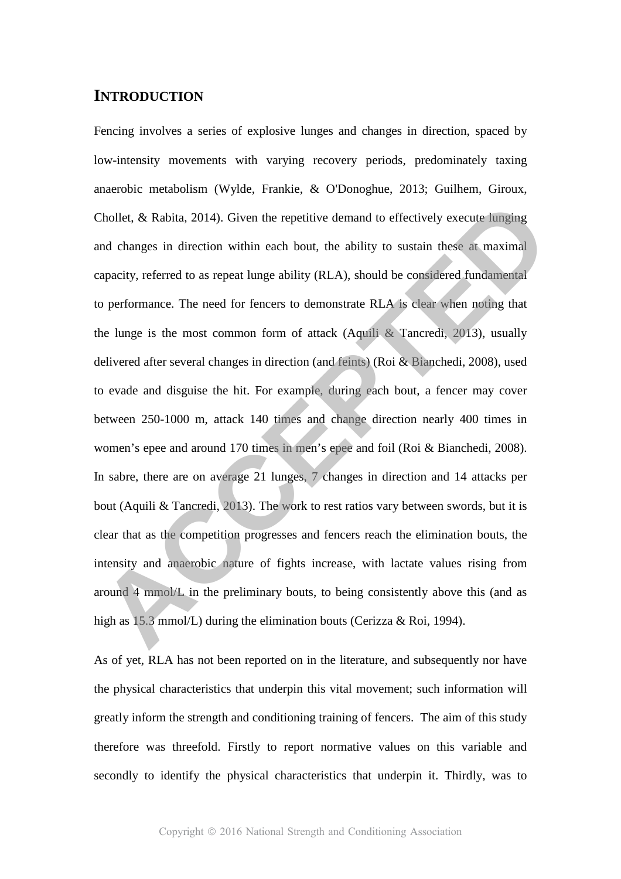# INTRODUCTION

Fencing involves a series of explosive lunges and changes in direction, spaced by low-intensity movements with varying recovery periods, predominately taxing anaerobic metabolism (Wylde, Frankie, & O'Donoghue, 2013; Guilhem, Giroux, Chollet, & Rabita, 2014). Given the repetitive demand to effectively execute lunging and changes in direction within each bout, the ability to sustain these at maximal capacity, referred to as repeat lunge ability (RLA), should be considered fundamental to performance. The need for fencers to demonstrate RLA is clear when noting that the lunge is the most common form of attack (Aquili & Tancredi, 2013), usually delivered after several changes in direction (and feints) (Roi & Bianchedi, 2008), used to evade and disguise the hit. For example, during each bout, a fencer may cover between 250-1000 m, attack 140 times and change direction nearly 400 times in women's epee and around 170 times in men's epee and foil (Roi & Bianchedi, 2008). In sabre, there are on average 21 lunges, 7 changes in direction and 14 attacks per bout (Aquili & Tancredi, 2013). The work to rest ratios vary between swords, but it is clear that as the competition progresses and fencers reach the elimination bouts, the intensity and anaerobic nature of fights increase, with lactate values rising from around 4 mmol/L in the preliminary bouts, to being consistently above this (and as high as 15.3 mmol/L) during the elimination bouts (Cerizza & Roi, 1994).

As of yet, RLA has not been reported on in the literature, and subsequently nor have the physical characteristics that underpin this vital movement; such information will greatly inform the strength and conditioning training of fencers. The aim of this study therefore was threefold. Firstly to report normative values on this variable and secondly to identify the physical characteristics that underpin it. Thirdly, was to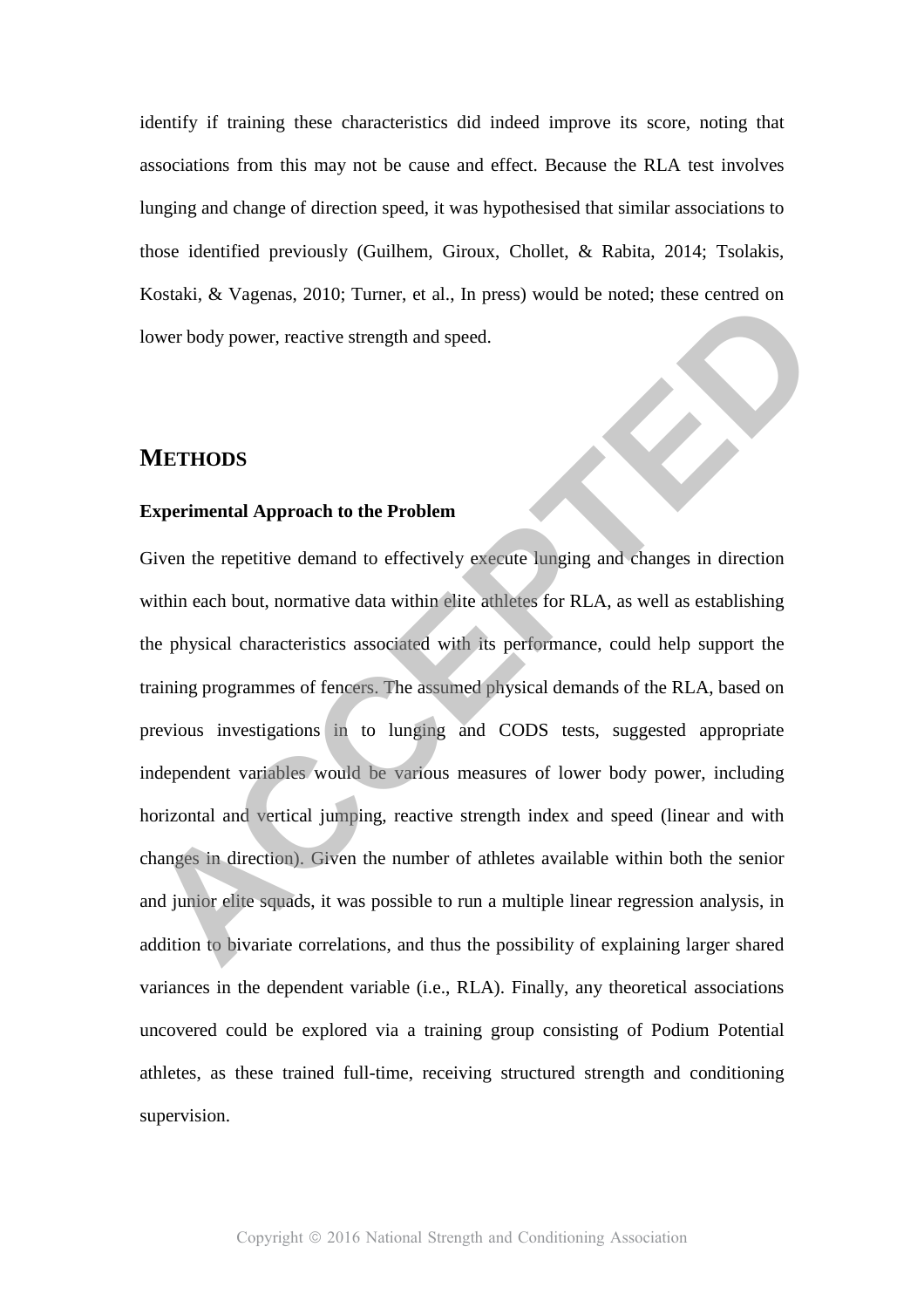identify if training these characteristics did indeed improve its score, noting that associations from this may not be cause and effect. Because the RLA test involves lunging and change of direction speed, it was hypothesised that similar associations to those identified previously (Guilhem, Giroux, Chollet, & Rabita, 2014; Tsolakis, Kostaki, & Vagenas, 2010; Turner, et al., In press) would be noted; these centred on lower body power, reactive strength and speed.

## METHODS

### Experimental Approach to the Problem

Given the repetitive demand to effectively execute lunging and changes in direction within each bout, normative data within elite athletes for RLA, as well as establishing the physical characteristics associated with its performance, could help support the training programmes of fencers. The assumed physical demands of the RLA, based on previous investigations in to lunging and CODS tests, suggested appropriate independent variables would be various measures of lower body power, including horizontal and vertical jumping, reactive strength index and speed (linear and with changes in direction). Given the number of athletes available within both the senior and junior elite squads, it was possible to run a multiple linear regression analysis, in addition to bivariate correlations, and thus the possibility of explaining larger shared variances in the dependent variable (i.e., RLA). Finally, any theoretical associations uncovered could be explored via a training group consisting of Podium Potential athletes, as these trained full-time, receiving structured strength and conditioning supervision.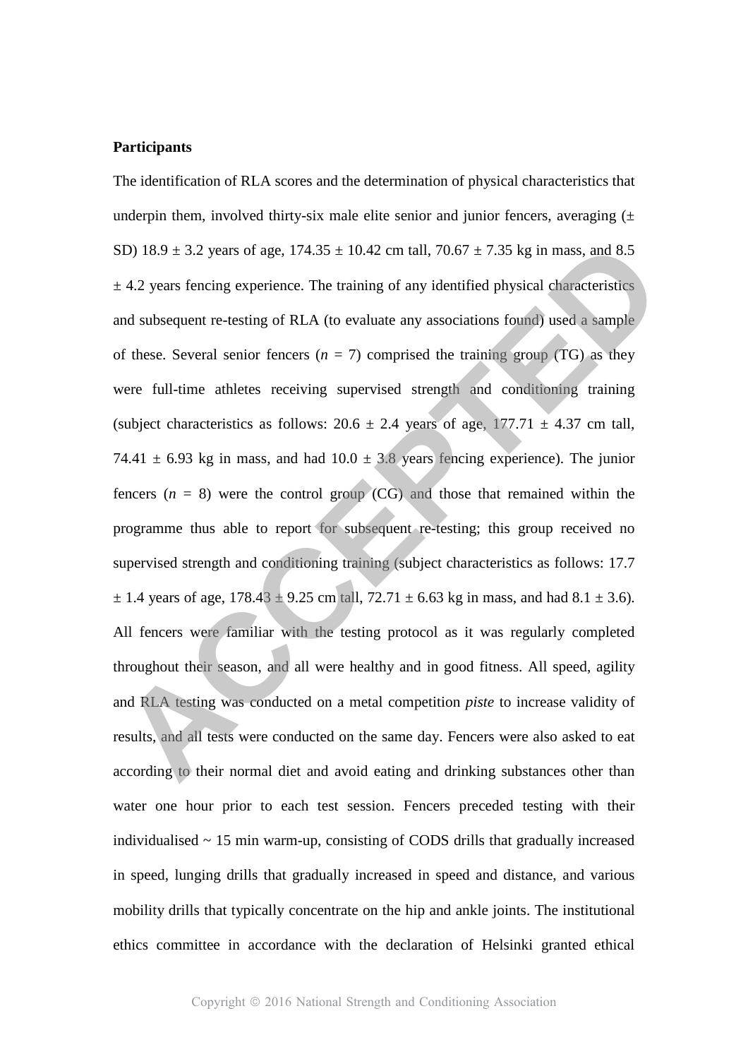**Participants**

The identification of RLA scores and the determination of physical characteristics that underpin them, involved thirty-six male elite senior and junior fencers, averaging (± SD) 18.9 ± 3.2 years of age, 174.35 ± 10.42 cm tall, 70.67 ± 7.35 kg in mass, and 8.5 ± 4.2 years fencing experience. The training of any identified physical characteristics and subsequent re-testing of RLA (to evaluate any associations found) used a sample of these. Several senior fencers (*n* = 7) comprised the training group (TG) as they were full-time athletes receiving supervised strength and conditioning training (subject characteristics as follows: 20.6 ± 2.4 years of age, 177.71 ± 4.37 cm tall, 74.41 ± 6.93 kg in mass, and had 10.0 ± 3.8 years fencing experience). The junior fencers (*n* = 8) were the control group (CG) and those that remained within the programme thus able to report for subsequent re-testing; this group received no supervised strength and conditioning training (subject characteristics as follows: 17.7 ± 1.4 years of age, 178.43 ± 9.25 cm tall, 72.71 ± 6.63 kg in mass, and had 8.1 ± 3.6). All fencers were familiar with the testing protocol as it was regularly completed throughout their season, and all were healthy and in good fitness. All speed, agility and RLA testing was conducted on a metal competition *piste* to increase validity of results, and all tests were conducted on the same day. Fencers were also asked to eat according to their normal diet and avoid eating and drinking substances other than water one hour prior to each test session. Fencers preceded testing with their individualised ~ 15 min warm-up, consisting of CODS drills that gradually increased in speed, lunging drills that gradually increased in speed and distance, and various mobility drills that typically concentrate on the hip and ankle joints. The institutional ethics committee in accordance with the declaration of Helsinki granted ethical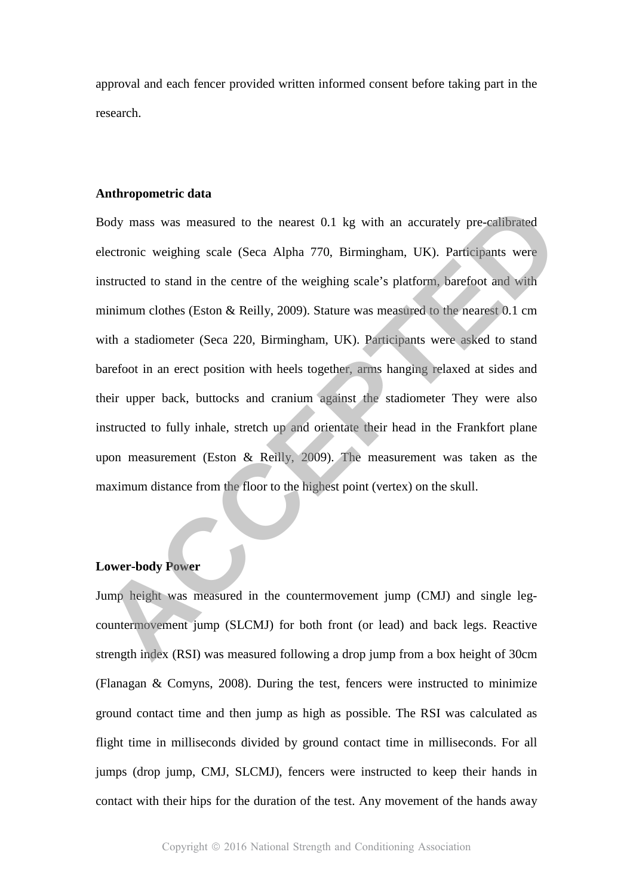approval and each fencer provided written informed consent before taking part in the research.

### Anthropometric data

Body mass was measured to the nearest 0.1 kg with an accurately pre-calibrated electronic weighing scale (Seca Alpha 770, Birmingham, UK). Participants were instructed to stand in the centre of the weighing scale's platform, barefoot and with minimum clothes (Eston & Reilly, 2009). Stature was measured to the nearest 0.1 cm with a stadiometer (Seca 220, Birmingham, UK). Participants were asked to stand barefoot in an erect position with heels together, arms hanging relaxed at sides and their upper back, buttocks and cranium against the stadiometer They were also instructed to fully inhale, stretch up and orientate their head in the Frankfort plane upon measurement (Eston & Reilly, 2009). The measurement was taken as the maximum distance from the floor to the highest point (vertex) on the skull.

### Lower-body Power

Jump height was measured in the countermovement jump (CMJ) and single leg-countermovement jump (SLCMJ) for both front (or lead) and back legs. Reactive strength index (RSI) was measured following a drop jump from a box height of 30cm (Flanagan & Comyns, 2008). During the test, fencers were instructed to minimize ground contact time and then jump as high as possible. The RSI was calculated as flight time in milliseconds divided by ground contact time in milliseconds. For all jumps (drop jump, CMJ, SLCMJ), fencers were instructed to keep their hands in contact with their hips for the duration of the test. Any movement of the hands away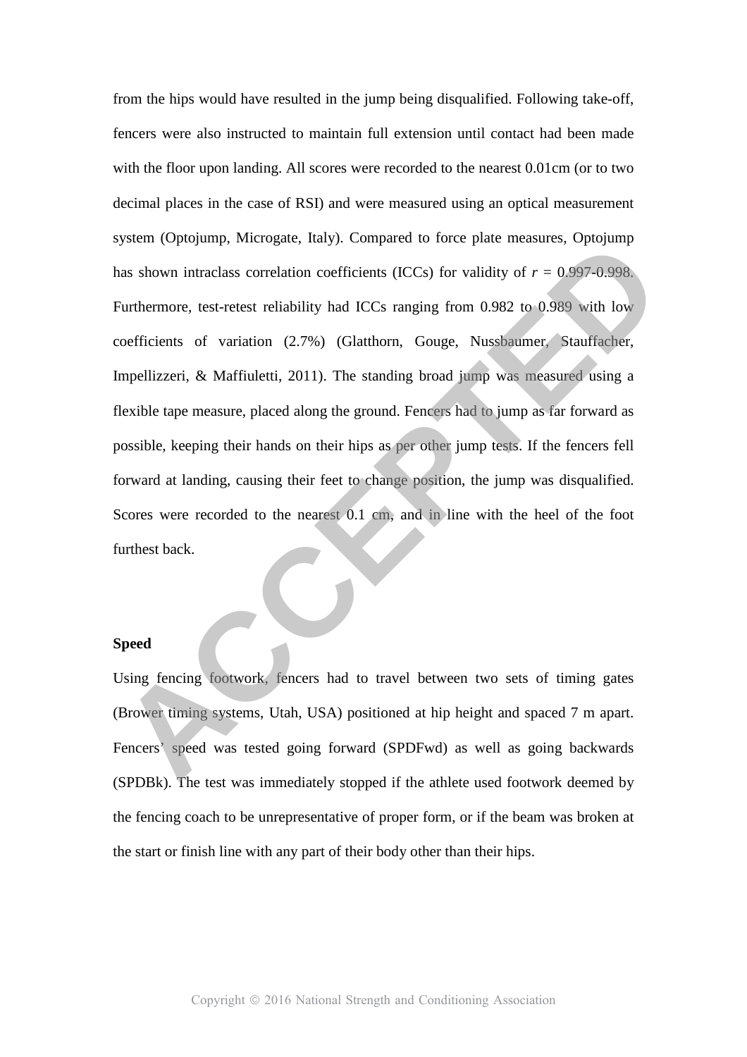from the hips would have resulted in the jump being disqualified. Following take-off, fencers were also instructed to maintain full extension until contact had been made with the floor upon landing. All scores were recorded to the nearest 0.01cm (or to two decimal places in the case of RSI) and were measured using an optical measurement system (Optojump, Microgate, Italy). Compared to force plate measures, Optojump has shown intraclass correlation coefficients (ICCs) for validity of $r$ = 0.997-0.998. Furthermore, test-retest reliability had ICCs ranging from 0.982 to 0.989 with low coefficients of variation (2.7%) (Glatthorn, Gouge, Nussbaumer, Stauffacher, Impellizzeri, & Maffiuletti, 2011). The standing broad jump was measured using a flexible tape measure, placed along the ground. Fencers had to jump as far forward as possible, keeping their hands on their hips as per other jump tests. If the fencers fell forward at landing, causing their feet to change position, the jump was disqualified. Scores were recorded to the nearest 0.1 cm, and in line with the heel of the foot furthest back.

**Speed**

Using fencing footwork, fencers had to travel between two sets of timing gates (Brower timing systems, Utah, USA) positioned at hip height and spaced 7 m apart. Fencers' speed was tested going forward (SPDFwd) as well as going backwards (SPDBk). The test was immediately stopped if the athlete used footwork deemed by the fencing coach to be unrepresentative of proper form, or if the beam was broken at the start or finish line with any part of their body other than their hips.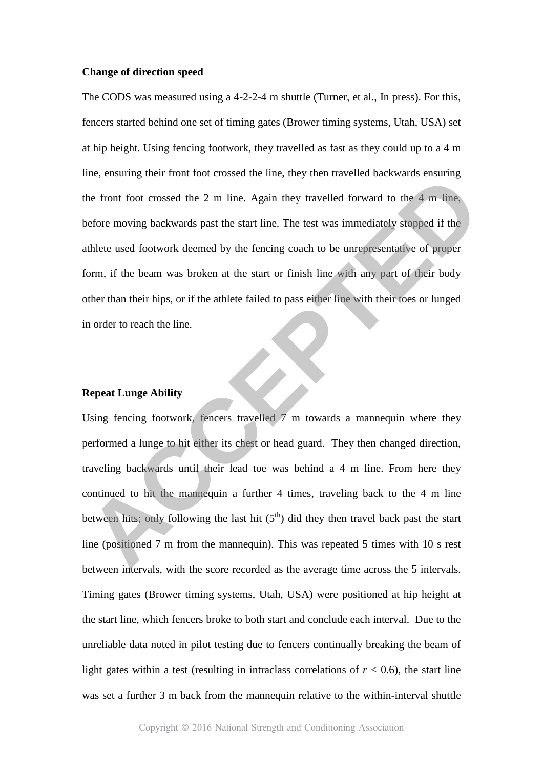**Change of direction speed**

The CODS was measured using a 4-2-2-4 m shuttle (Turner, et al., In press). For this, fencers started behind one set of timing gates (Brower timing systems, Utah, USA) set at hip height. Using fencing footwork, they travelled as fast as they could up to a 4 m line, ensuring their front foot crossed the line, they then travelled backwards ensuring the front foot crossed the 2 m line. Again they travelled forward to the 4 m line, before moving backwards past the start line. The test was immediately stopped if the athlete used footwork deemed by the fencing coach to be unrepresentative of proper form, if the beam was broken at the start or finish line with any part of their body other than their hips, or if the athlete failed to pass either line with their toes or lunged in order to reach the line.

**Repeat Lunge Ability**

Using fencing footwork, fencers travelled 7 m towards a mannequin where they performed a lunge to hit either its chest or head guard. They then changed direction, traveling backwards until their lead toe was behind a 4 m line. From here they continued to hit the mannequin a further 4 times, traveling back to the 4 m line between hits; only following the last hit (5th) did they then travel back past the start line (positioned 7 m from the mannequin). This was repeated 5 times with 10 s rest between intervals, with the score recorded as the average time across the 5 intervals. Timing gates (Brower timing systems, Utah, USA) were positioned at hip height at the start line, which fencers broke to both start and conclude each interval. Due to the unreliable data noted in pilot testing due to fencers continually breaking the beam of light gates within a test (resulting in intraclass correlations of $r < 0.6$), the start line was set a further 3 m back from the mannequin relative to the within-interval shuttle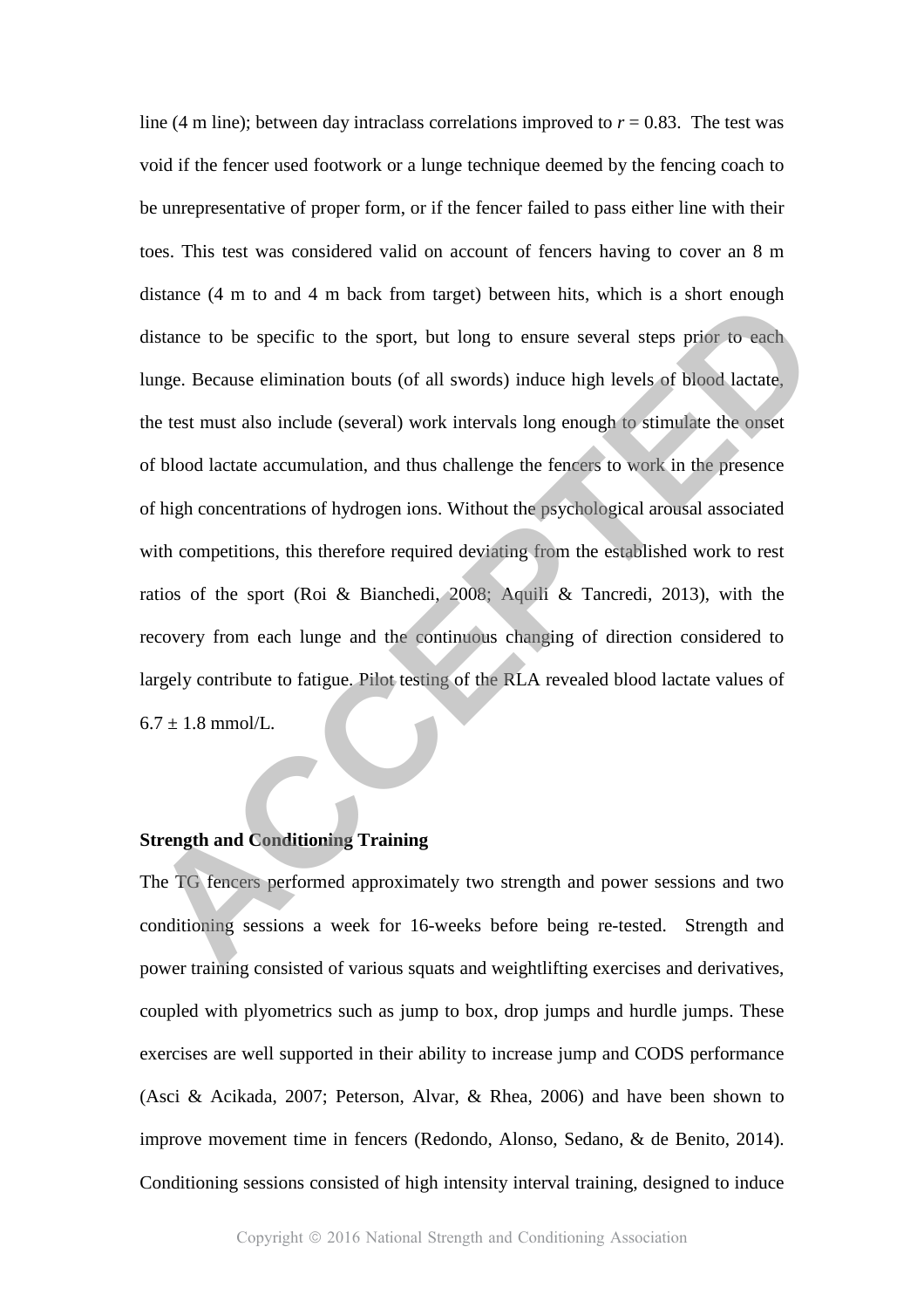line (4 m line); between day intraclass correlations improved to $r = 0.83$. The test was void if the fencer used footwork or a lunge technique deemed by the fencing coach to be unrepresentative of proper form, or if the fencer failed to pass either line with their toes. This test was considered valid on account of fencers having to cover an 8 m distance (4 m to and 4 m back from target) between hits, which is a short enough distance to be specific to the sport, but long to ensure several steps prior to each lunge. Because elimination bouts (of all swords) induce high levels of blood lactate, the test must also include (several) work intervals long enough to stimulate the onset of blood lactate accumulation, and thus challenge the fencers to work in the presence of high concentrations of hydrogen ions. Without the psychological arousal associated with competitions, this therefore required deviating from the established work to rest ratios of the sport (Roi & Bianchedi, 2008; Aquili & Tancredi, 2013), with the recovery from each lunge and the continuous changing of direction considered to largely contribute to fatigue. Pilot testing of the RLA revealed blood lactate values of $6.7 \pm 1.8$ mmol/L.

**Strength and Conditioning Training**

The TG fencers performed approximately two strength and power sessions and two conditioning sessions a week for 16-weeks before being re-tested. Strength and power training consisted of various squats and weightlifting exercises and derivatives, coupled with plyometrics such as jump to box, drop jumps and hurdle jumps. These exercises are well supported in their ability to increase jump and CODS performance (Asci & Acikada, 2007; Peterson, Alvar, & Rhea, 2006) and have been shown to improve movement time in fencers (Redondo, Alonso, Sedano, & de Benito, 2014). Conditioning sessions consisted of high intensity interval training, designed to induce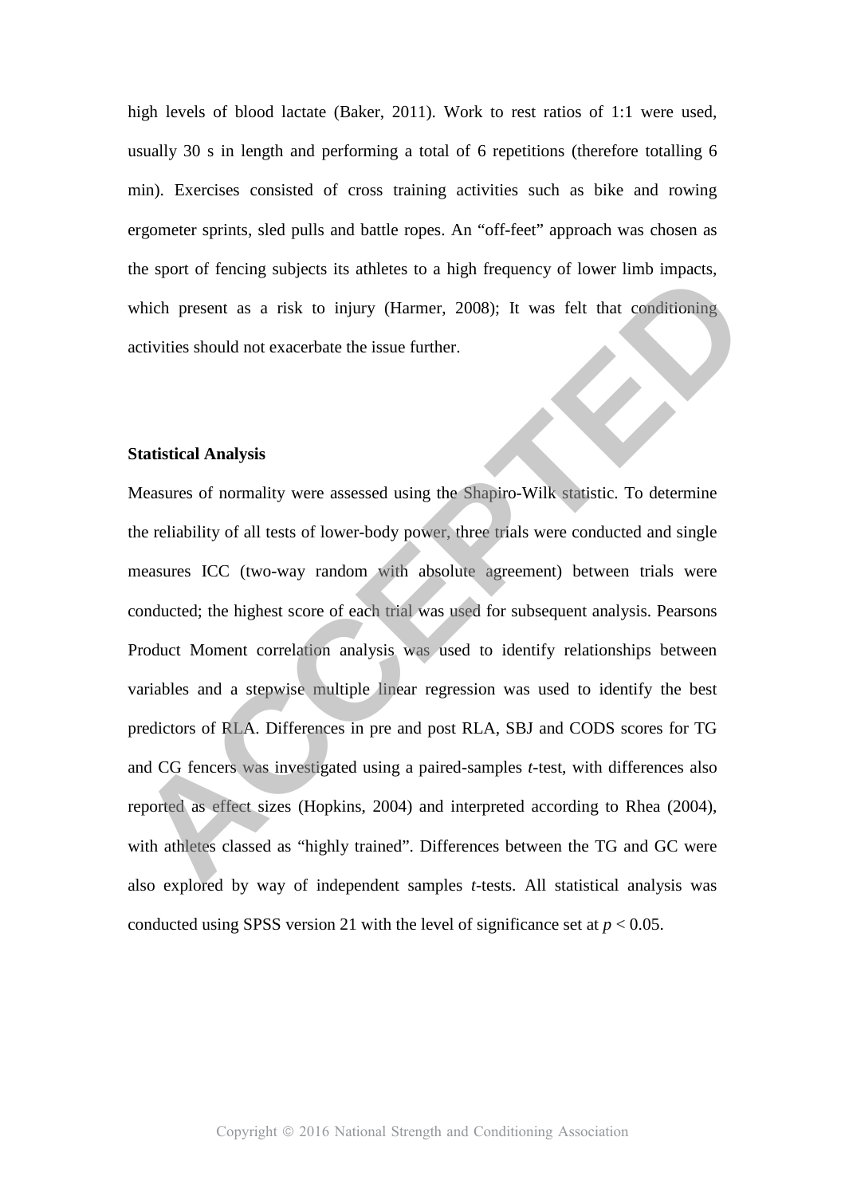high levels of blood lactate (Baker, 2011). Work to rest ratios of 1:1 were used, usually 30 s in length and performing a total of 6 repetitions (therefore totalling 6 min). Exercises consisted of cross training activities such as bike and rowing ergometer sprints, sled pulls and battle ropes. An "off-feet" approach was chosen as the sport of fencing subjects its athletes to a high frequency of lower limb impacts, which present as a risk to injury (Harmer, 2008); It was felt that conditioning activities should not exacerbate the issue further.

**Statistical Analysis**

Measures of normality were assessed using the Shapiro-Wilk statistic. To determine the reliability of all tests of lower-body power, three trials were conducted and single measures ICC (two-way random with absolute agreement) between trials were conducted; the highest score of each trial was used for subsequent analysis. Pearsons Product Moment correlation analysis was used to identify relationships between variables and a stepwise multiple linear regression was used to identify the best predictors of RLA. Differences in pre and post RLA, SBJ and CODS scores for TG and CG fencers was investigated using a paired-samples *t*-test, with differences also reported as effect sizes (Hopkins, 2004) and interpreted according to Rhea (2004), with athletes classed as "highly trained". Differences between the TG and GC were also explored by way of independent samples *t*-tests. All statistical analysis was conducted using SPSS version 21 with the level of significance set at $p < 0.05$.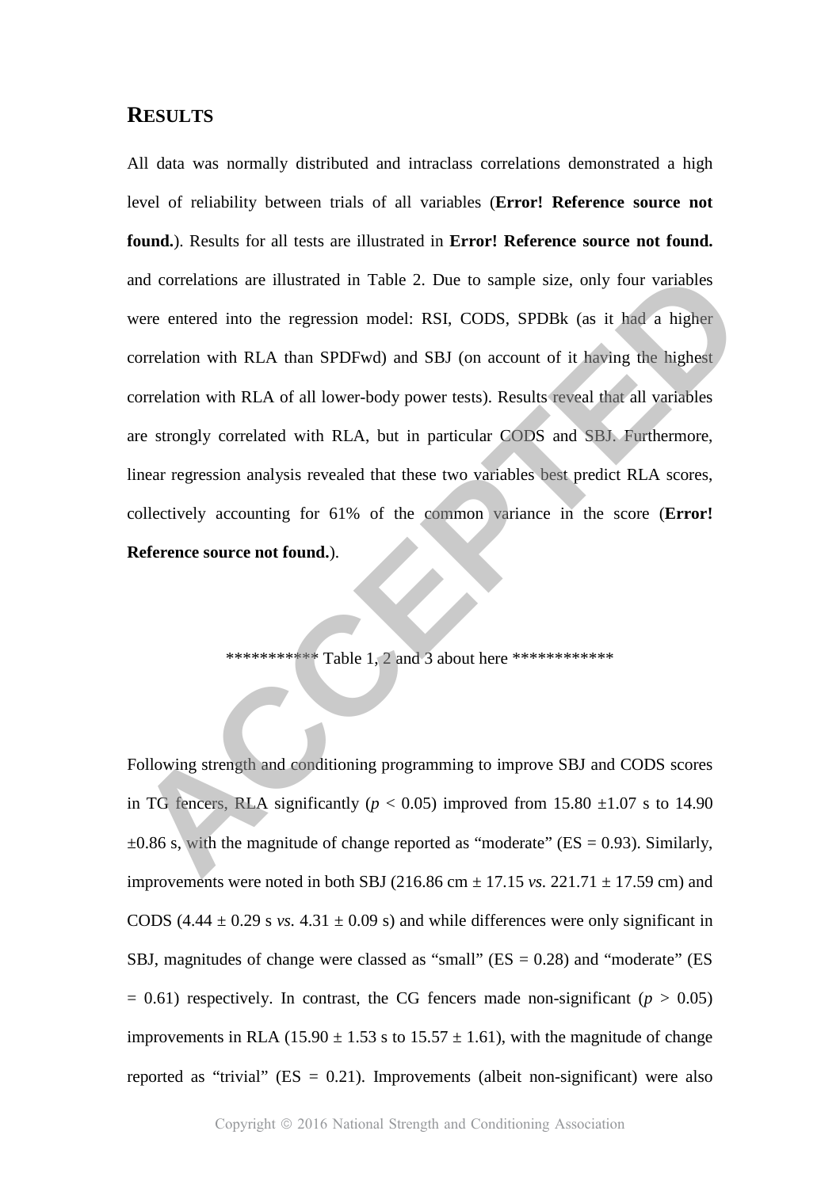## RESULTS

All data was normally distributed and intraclass correlations demonstrated a high level of reliability between trials of all variables (**Error! Reference source not found.**). Results for all tests are illustrated in **Error! Reference source not found.** and correlations are illustrated in Table 2. Due to sample size, only four variables were entered into the regression model: RSI, CODS, SPDBk (as it had a higher correlation with RLA than SPDFwd) and SBJ (on account of it having the highest correlation with RLA of all lower-body power tests). Results reveal that all variables are strongly correlated with RLA, but in particular CODS and SBJ. Furthermore, linear regression analysis revealed that these two variables best predict RLA scores, collectively accounting for 61% of the common variance in the score (**Error! Reference source not found.**).

*********** Table 1, 2 and 3 about here ************

Following strength and conditioning programming to improve SBJ and CODS scores in TG fencers, RLA significantly ($p < 0.05$) improved from 15.80 ±1.07 s to 14.90 ±0.86 s, with the magnitude of change reported as "moderate" (ES = 0.93). Similarly, improvements were noted in both SBJ (216.86 cm ± 17.15 *vs.* 221.71 ± 17.59 cm) and CODS (4.44 ± 0.29 s *vs.* 4.31 ± 0.09 s) and while differences were only significant in SBJ, magnitudes of change were classed as "small" (ES = 0.28) and "moderate" (ES = 0.61) respectively. In contrast, the CG fencers made non-significant ($p > 0.05$) improvements in RLA (15.90 ± 1.53 s to 15.57 ± 1.61), with the magnitude of change reported as "trivial" (ES = 0.21). Improvements (albeit non-significant) were also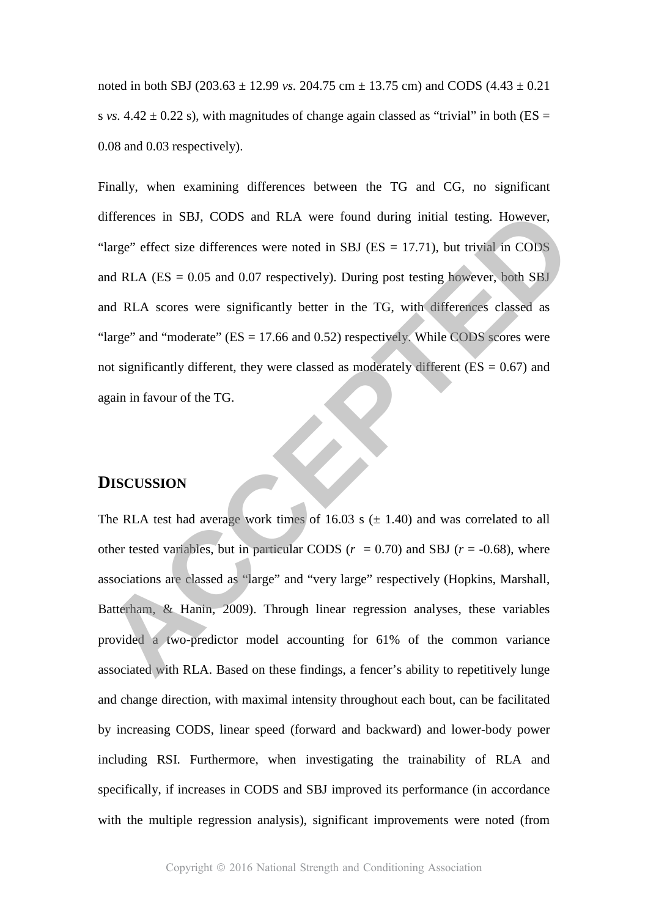noted in both SBJ (203.63 ± 12.99 *vs.* 204.75 cm ± 13.75 cm) and CODS (4.43 ± 0.21 s *vs.* 4.42 ± 0.22 s), with magnitudes of change again classed as "trivial" in both (ES = 0.08 and 0.03 respectively).

Finally, when examining differences between the TG and CG, no significant differences in SBJ, CODS and RLA were found during initial testing. However, "large" effect size differences were noted in SBJ (ES = 17.71), but trivial in CODS and RLA (ES = 0.05 and 0.07 respectively). During post testing however, both SBJ and RLA scores were significantly better in the TG, with differences classed as "large" and "moderate" (ES = 17.66 and 0.52) respectively. While CODS scores were not significantly different, they were classed as moderately different (ES = 0.67) and again in favour of the TG.

## DISCUSSION

The RLA test had average work times of 16.03 s (± 1.40) and was correlated to all other tested variables, but in particular CODS ($r$ = 0.70) and SBJ ($r$ = -0.68), where associations are classed as "large" and "very large" respectively (Hopkins, Marshall, Batterham, & Hanin, 2009). Through linear regression analyses, these variables provided a two-predictor model accounting for 61% of the common variance associated with RLA. Based on these findings, a fencer's ability to repetitively lunge and change direction, with maximal intensity throughout each bout, can be facilitated by increasing CODS, linear speed (forward and backward) and lower-body power including RSI. Furthermore, when investigating the trainability of RLA and specifically, if increases in CODS and SBJ improved its performance (in accordance with the multiple regression analysis), significant improvements were noted (from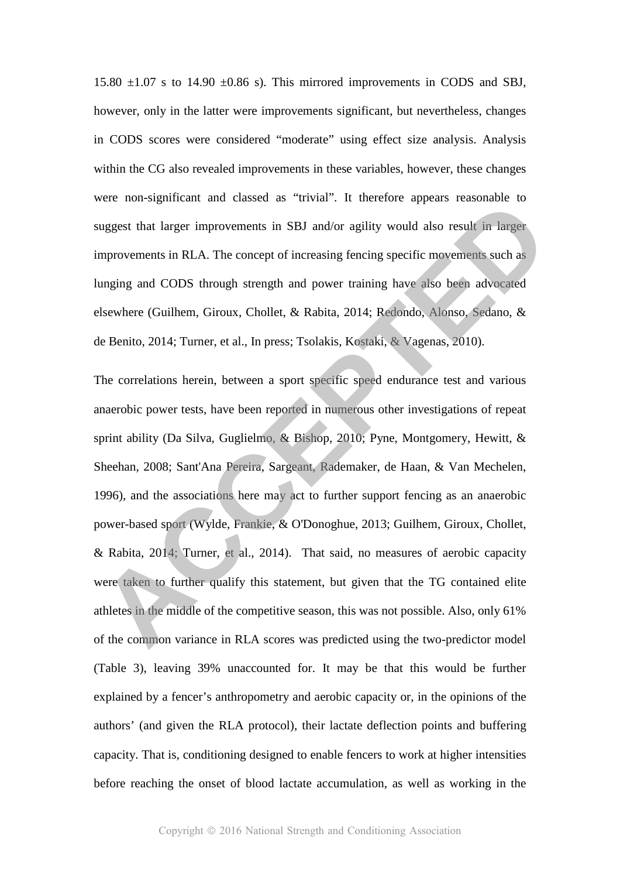15.80 ±1.07 s to 14.90 ±0.86 s). This mirrored improvements in CODS and SBJ, however, only in the latter were improvements significant, but nevertheless, changes in CODS scores were considered "moderate" using effect size analysis. Analysis within the CG also revealed improvements in these variables, however, these changes were non-significant and classed as "trivial". It therefore appears reasonable to suggest that larger improvements in SBJ and/or agility would also result in larger improvements in RLA. The concept of increasing fencing specific movements such as lunging and CODS through strength and power training have also been advocated elsewhere (Guilhem, Giroux, Chollet, & Rabita, 2014; Redondo, Alonso, Sedano, & de Benito, 2014; Turner, et al., In press; Tsolakis, Kostaki, & Vagenas, 2010).

The correlations herein, between a sport specific speed endurance test and various anaerobic power tests, have been reported in numerous other investigations of repeat sprint ability (Da Silva, Guglielmo, & Bishop, 2010; Pyne, Montgomery, Hewitt, & Sheehan, 2008; Sant'Ana Pereira, Sargeant, Rademaker, de Haan, & Van Mechelen, 1996), and the associations here may act to further support fencing as an anaerobic power-based sport (Wylde, Frankie, & O'Donoghue, 2013; Guilhem, Giroux, Chollet, & Rabita, 2014; Turner, et al., 2014). That said, no measures of aerobic capacity were taken to further qualify this statement, but given that the TG contained elite athletes in the middle of the competitive season, this was not possible. Also, only 61% of the common variance in RLA scores was predicted using the two-predictor model (Table 3), leaving 39% unaccounted for. It may be that this would be further explained by a fencer's anthropometry and aerobic capacity or, in the opinions of the authors' (and given the RLA protocol), their lactate deflection points and buffering capacity. That is, conditioning designed to enable fencers to work at higher intensities before reaching the onset of blood lactate accumulation, as well as working in the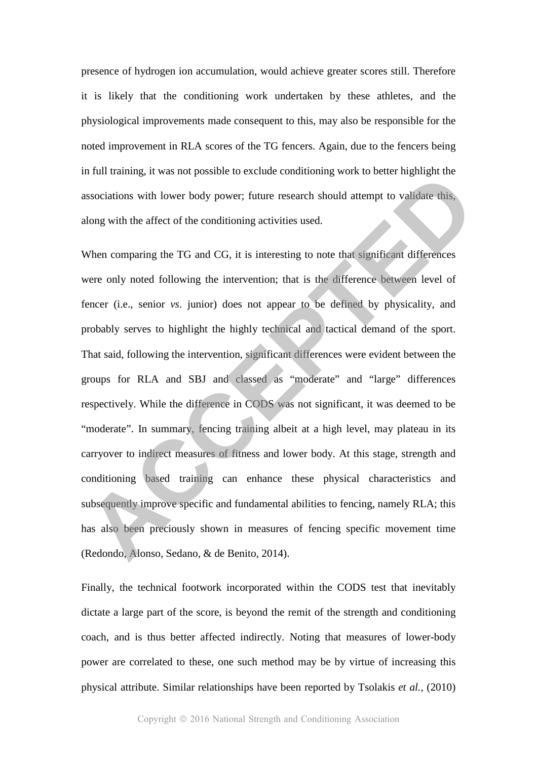presence of hydrogen ion accumulation, would achieve greater scores still. Therefore it is likely that the conditioning work undertaken by these athletes, and the physiological improvements made consequent to this, may also be responsible for the noted improvement in RLA scores of the TG fencers. Again, due to the fencers being in full training, it was not possible to exclude conditioning work to better highlight the associations with lower body power; future research should attempt to validate this, along with the affect of the conditioning activities used.

When comparing the TG and CG, it is interesting to note that significant differences were only noted following the intervention; that is the difference between level of fencer (i.e., senior *vs*. junior) does not appear to be defined by physicality, and probably serves to highlight the highly technical and tactical demand of the sport. That said, following the intervention, significant differences were evident between the groups for RLA and SBJ and classed as "moderate" and "large" differences respectively. While the difference in CODS was not significant, it was deemed to be "moderate". In summary, fencing training albeit at a high level, may plateau in its carryover to indirect measures of fitness and lower body. At this stage, strength and conditioning based training can enhance these physical characteristics and subsequently improve specific and fundamental abilities to fencing, namely RLA; this has also been preciously shown in measures of fencing specific movement time (Redondo, Alonso, Sedano, & de Benito, 2014).

Finally, the technical footwork incorporated within the CODS test that inevitably dictate a large part of the score, is beyond the remit of the strength and conditioning coach, and is thus better affected indirectly. Noting that measures of lower-body power are correlated to these, one such method may be by virtue of increasing this physical attribute. Similar relationships have been reported by Tsolakis *et al.,* (2010)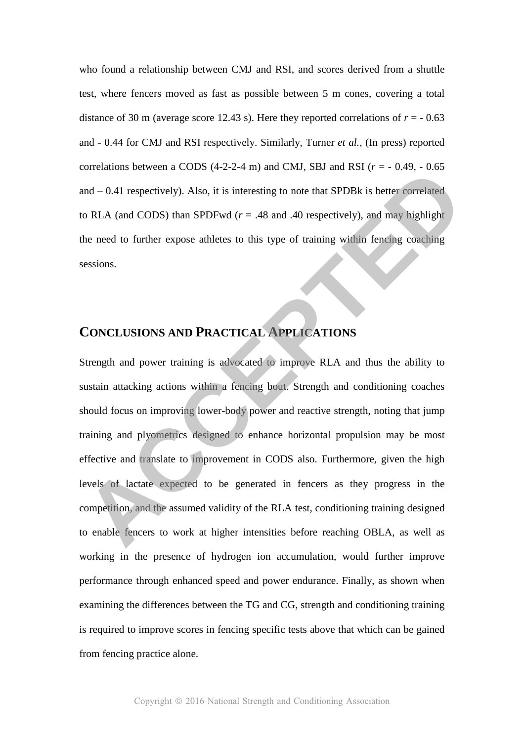who found a relationship between CMJ and RSI, and scores derived from a shuttle test, where fencers moved as fast as possible between 5 m cones, covering a total distance of 30 m (average score 12.43 s). Here they reported correlations of $r$ = - 0.63 and - 0.44 for CMJ and RSI respectively. Similarly, Turner *et al.*, (In press) reported correlations between a CODS (4-2-2-4 m) and CMJ, SBJ and RSI ($r$ = - 0.49, - 0.65 and – 0.41 respectively). Also, it is interesting to note that SPDBk is better correlated to RLA (and CODS) than SPDFwd ($r$ = .48 and .40 respectively), and may highlight the need to further expose athletes to this type of training within fencing coaching sessions.

## CONCLUSIONS AND PRACTICAL APPLICATIONS

Strength and power training is advocated to improve RLA and thus the ability to sustain attacking actions within a fencing bout. Strength and conditioning coaches should focus on improving lower-body power and reactive strength, noting that jump training and plyometrics designed to enhance horizontal propulsion may be most effective and translate to improvement in CODS also. Furthermore, given the high levels of lactate expected to be generated in fencers as they progress in the competition, and the assumed validity of the RLA test, conditioning training designed to enable fencers to work at higher intensities before reaching OBLA, as well as working in the presence of hydrogen ion accumulation, would further improve performance through enhanced speed and power endurance. Finally, as shown when examining the differences between the TG and CG, strength and conditioning training is required to improve scores in fencing specific tests above that which can be gained from fencing practice alone.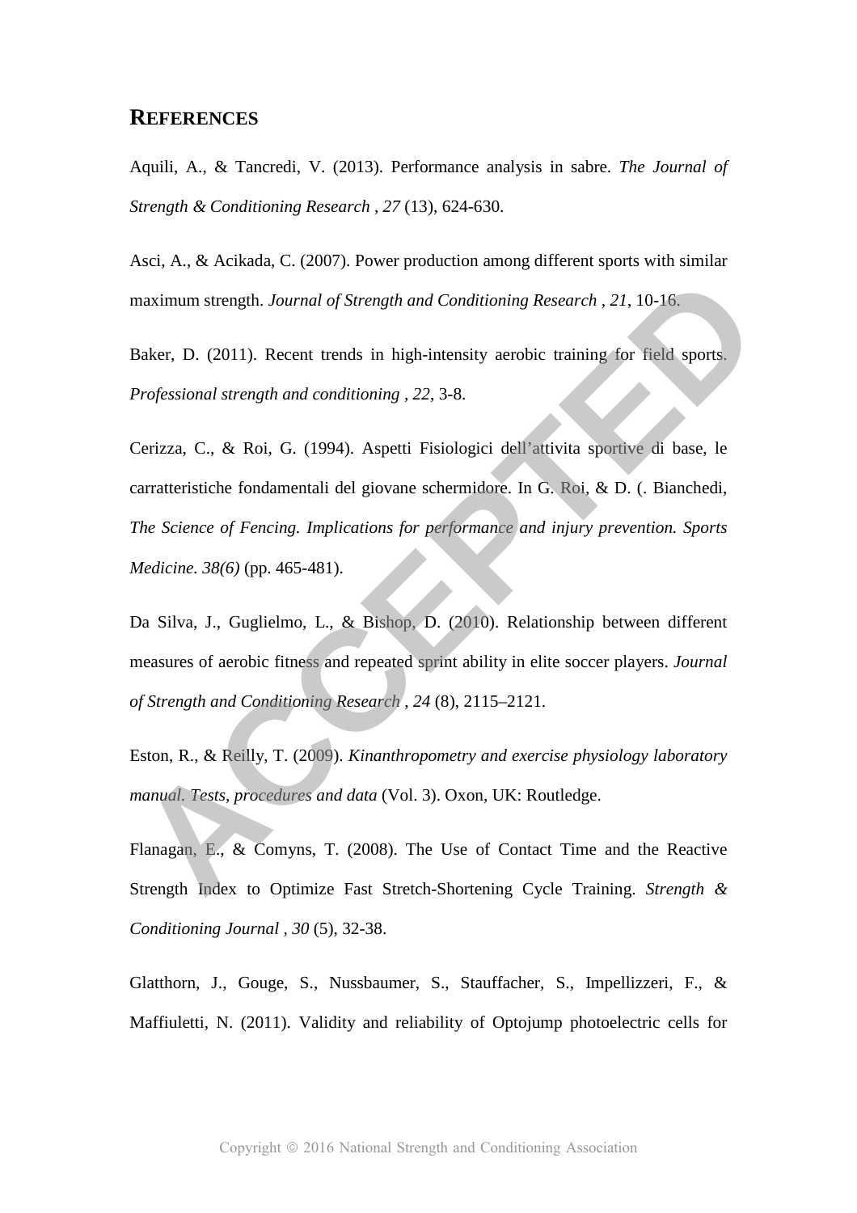## REFERENCES

Aquili, A., & Tancredi, V. (2013). Performance analysis in sabre. *The Journal of Strength & Conditioning Research , 27* (13), 624-630.

Asci, A., & Acikada, C. (2007). Power production among different sports with similar maximum strength. *Journal of Strength and Conditioning Research , 21*, 10-16.

Baker, D. (2011). Recent trends in high-intensity aerobic training for field sports. *Professional strength and conditioning , 22*, 3-8.

Cerizza, C., & Roi, G. (1994). Aspetti Fisiologici dell'attivita sportive di base, le carratteristiche fondamentali del giovane schermidore. In G. Roi, & D. (. Bianchedi, *The Science of Fencing. Implications for performance and injury prevention. Sports Medicine. 38(6)* (pp. 465-481).

Da Silva, J., Guglielmo, L., & Bishop, D. (2010). Relationship between different measures of aerobic fitness and repeated sprint ability in elite soccer players. *Journal of Strength and Conditioning Research , 24* (8), 2115–2121.

Eston, R., & Reilly, T. (2009). *Kinanthropometry and exercise physiology laboratory manual. Tests, procedures and data* (Vol. 3). Oxon, UK: Routledge.

Flanagan, E., & Comyns, T. (2008). The Use of Contact Time and the Reactive Strength Index to Optimize Fast Stretch-Shortening Cycle Training. *Strength & Conditioning Journal , 30* (5), 32-38.

Glatthorn, J., Gouge, S., Nussbaumer, S., Stauffacher, S., Impellizzeri, F., & Maffiuletti, N. (2011). Validity and reliability of Optojump photoelectric cells for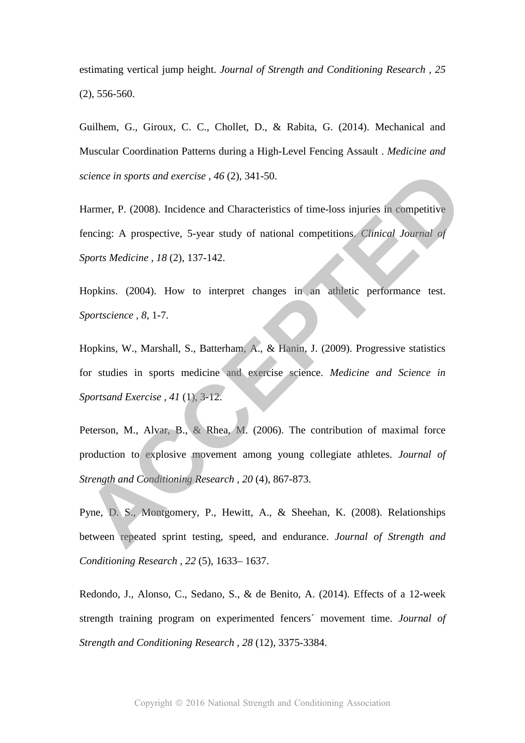estimating vertical jump height. *Journal of Strength and Conditioning Research , 25* (2), 556-560.

Guilhem, G., Giroux, C. C., Chollet, D., & Rabita, G. (2014). Mechanical and Muscular Coordination Patterns during a High-Level Fencing Assault . *Medicine and science in sports and exercise , 46* (2), 341-50.

Harmer, P. (2008). Incidence and Characteristics of time-loss injuries in competitive fencing: A prospective, 5-year study of national competitions. *Clinical Journal of Sports Medicine , 18* (2), 137-142.

Hopkins. (2004). How to interpret changes in an athletic performance test. *Sportscience , 8*, 1-7.

Hopkins, W., Marshall, S., Batterham, A., & Hanin, J. (2009). Progressive statistics for studies in sports medicine and exercise science. *Medicine and Science in Sportsand Exercise , 41* (1), 3-12.

Peterson, M., Alvar, B., & Rhea, M. (2006). The contribution of maximal force production to explosive movement among young collegiate athletes. *Journal of Strength and Conditioning Research , 20* (4), 867-873.

Pyne, D. S., Montgomery, P., Hewitt, A., & Sheehan, K. (2008). Relationships between repeated sprint testing, speed, and endurance. *Journal of Strength and Conditioning Research , 22* (5), 1633– 1637.

Redondo, J., Alonso, C., Sedano, S., & de Benito, A. (2014). Effects of a 12-week strength training program on experimented fencers´ movement time. *Journal of Strength and Conditioning Research , 28* (12), 3375-3384.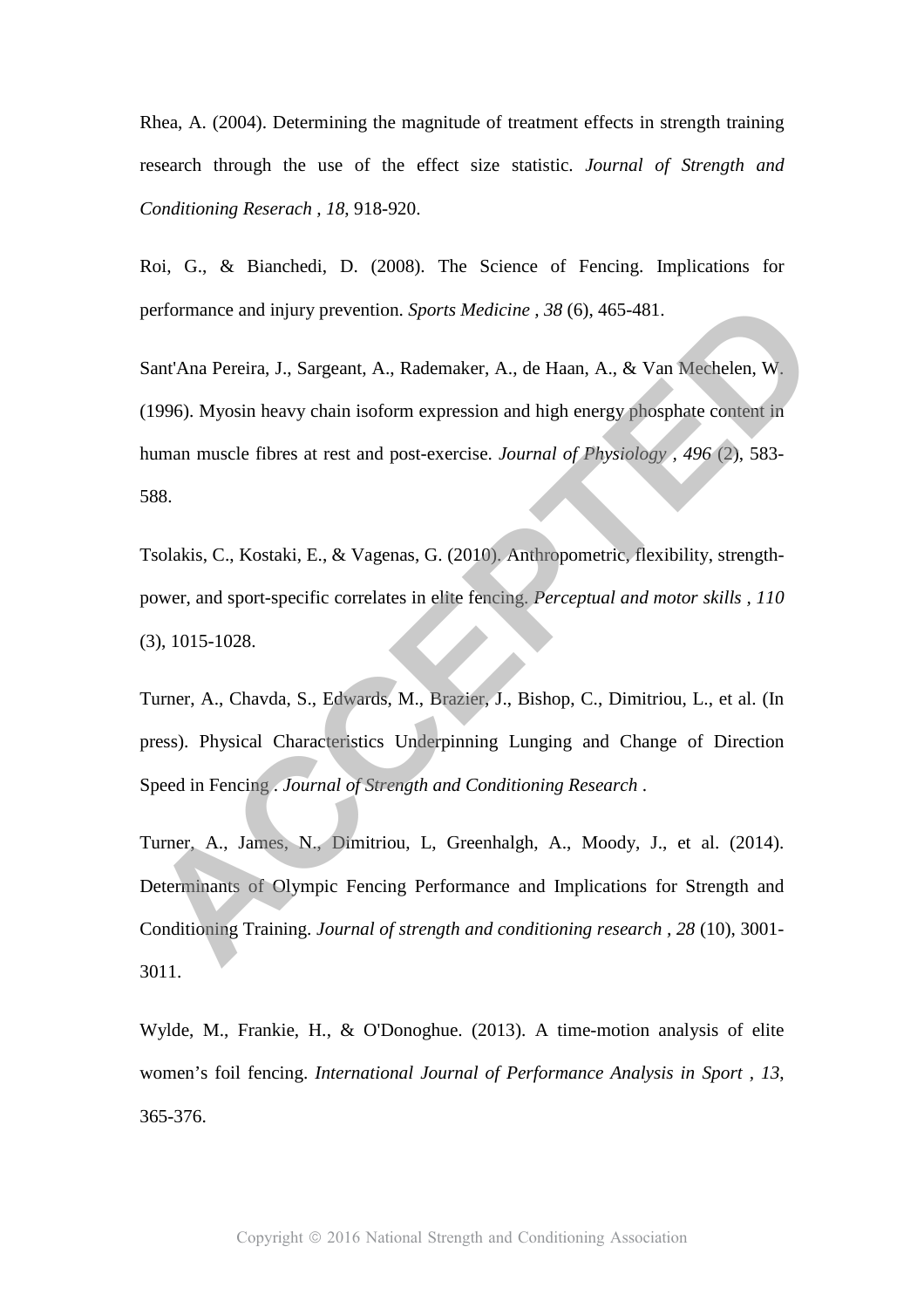Rhea, A. (2004). Determining the magnitude of treatment effects in strength training research through the use of the effect size statistic. *Journal of Strength and Conditioning Reserach , 18*, 918-920.

Roi, G., & Bianchedi, D. (2008). The Science of Fencing. Implications for performance and injury prevention. *Sports Medicine , 38* (6), 465-481.

Sant'Ana Pereira, J., Sargeant, A., Rademaker, A., de Haan, A., & Van Mechelen, W. (1996). Myosin heavy chain isoform expression and high energy phosphate content in human muscle fibres at rest and post-exercise. *Journal of Physiology , 496* (2), 583-588.

Tsolakis, C., Kostaki, E., & Vagenas, G. (2010). Anthropometric, flexibility, strength-power, and sport-specific correlates in elite fencing. *Perceptual and motor skills , 110* (3), 1015-1028.

Turner, A., Chavda, S., Edwards, M., Brazier, J., Bishop, C., Dimitriou, L., et al. (In press). Physical Characteristics Underpinning Lunging and Change of Direction Speed in Fencing . *Journal of Strength and Conditioning Research* .

Turner, A., James, N., Dimitriou, L, Greenhalgh, A., Moody, J., et al. (2014). Determinants of Olympic Fencing Performance and Implications for Strength and Conditioning Training. *Journal of strength and conditioning research , 28* (10), 3001-3011.

Wylde, M., Frankie, H., & O'Donoghue. (2013). A time-motion analysis of elite women's foil fencing. *International Journal of Performance Analysis in Sport , 13*, 365-376.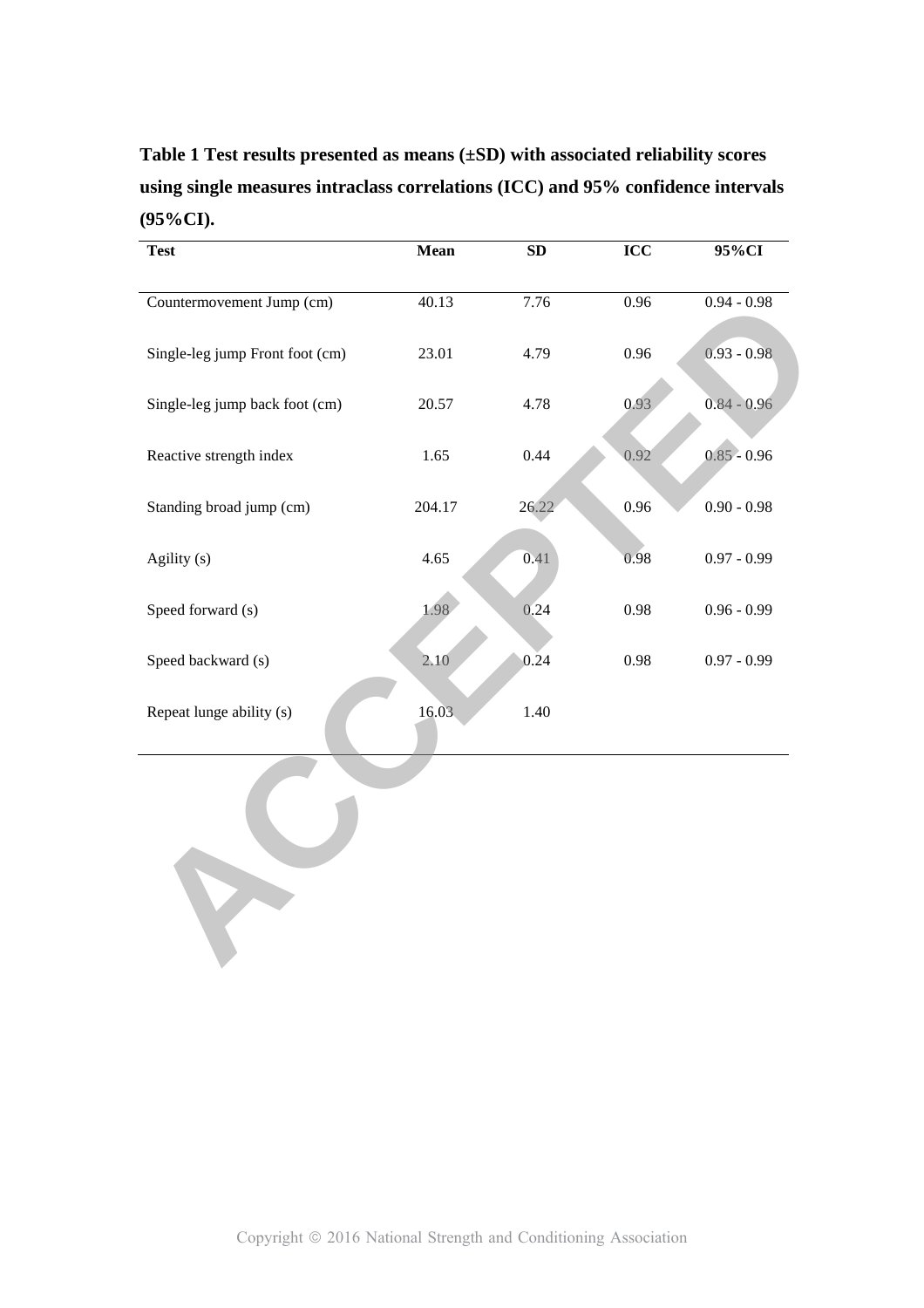**Table 1 Test results presented as means (±SD) with associated reliability scores using single measures intraclass correlations (ICC) and 95% confidence intervals (95%CI).**

| Test | Mean | SD | ICC | 95%CI |
|---|---|---|---|---|
| Countermovement Jump (cm) | 40.13 | 7.76 | 0.96 | 0.94 - 0.98 |
| Single-leg jump Front foot (cm) | 23.01 | 4.79 | 0.96 | 0.93 - 0.98 |
| Single-leg jump back foot (cm) | 20.57 | 4.78 | 0.93 | 0.84 - 0.96 |
| Reactive strength index | 1.65 | 0.44 | 0.92 | 0.85 - 0.96 |
| Standing broad jump (cm) | 204.17 | 26.22 | 0.96 | 0.90 - 0.98 |
| Agility (s) | 4.65 | 0.41 | 0.98 | 0.97 - 0.99 |
| Speed forward (s) | 1.98 | 0.24 | 0.98 | 0.96 - 0.99 |
| Speed backward (s) | 2.10 | 0.24 | 0.98 | 0.97 - 0.99 |
| Repeat lunge ability (s) | 16.03 | 1.40 | | |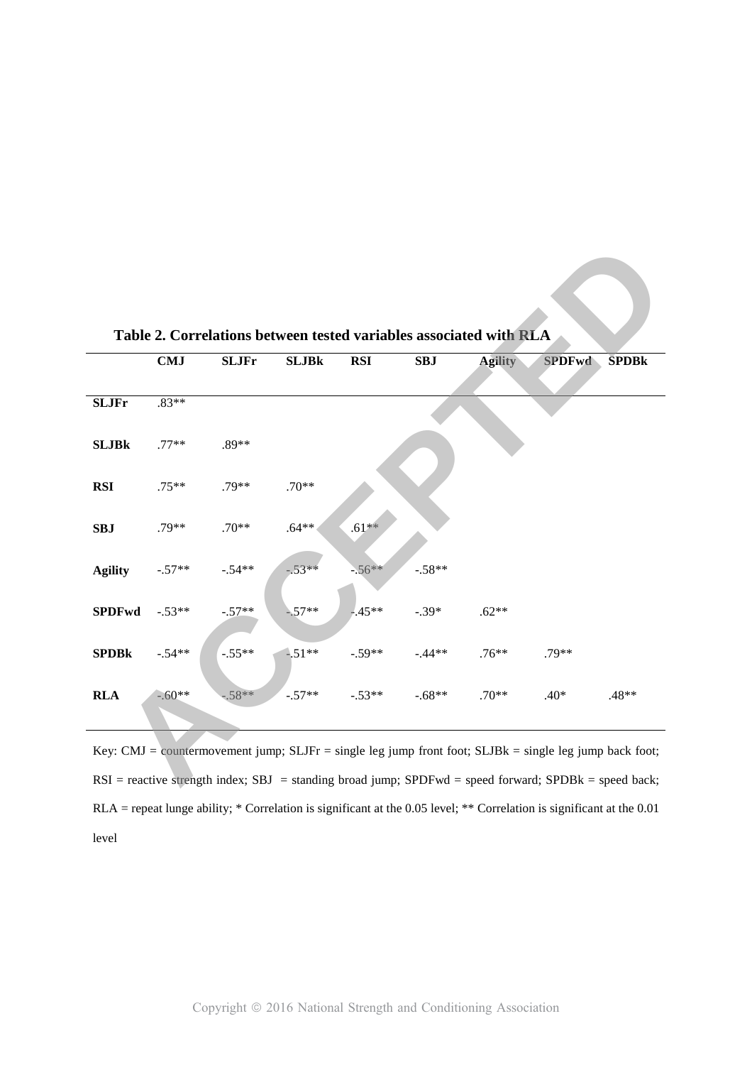**Table 2. Correlations between tested variables associated with RLA**

| | CMJ | SLJFr | SLJBk | RSI | SBJ | Agility | SPDFwd | SPDBk |
|---|---|---|---|---|---|---|---|---|
| **SLJFr** | .83** | | | | | | | |
| **SLJBk** | .77** | .89** | | | | | | |
| **RSI** | .75** | .79** | .70** | | | | | |
| **SBJ** | .79** | .70** | .64** | .61** | | | | |
| **Agility** | -.57** | -.54** | -.53** | -.56** | -.58** | | | |
| **SPDFwd** | -.53** | -.57** | -.57** | -.45** | -.39* | .62** | | |
| **SPDBk** | -.54** | -.55** | -.51** | -.59** | -.44** | .76** | .79** | |
| **RLA** | -.60** | -.58** | -.57** | -.53** | -.68** | .70** | .40* | .48** |

Key: CMJ = countermovement jump; SLJFr = single leg jump front foot; SLJBk = single leg jump back foot; RSI = reactive strength index; SBJ = standing broad jump; SPDFwd = speed forward; SPDBk = speed back; RLA = repeat lunge ability; * Correlation is significant at the 0.05 level; ** Correlation is significant at the 0.01 level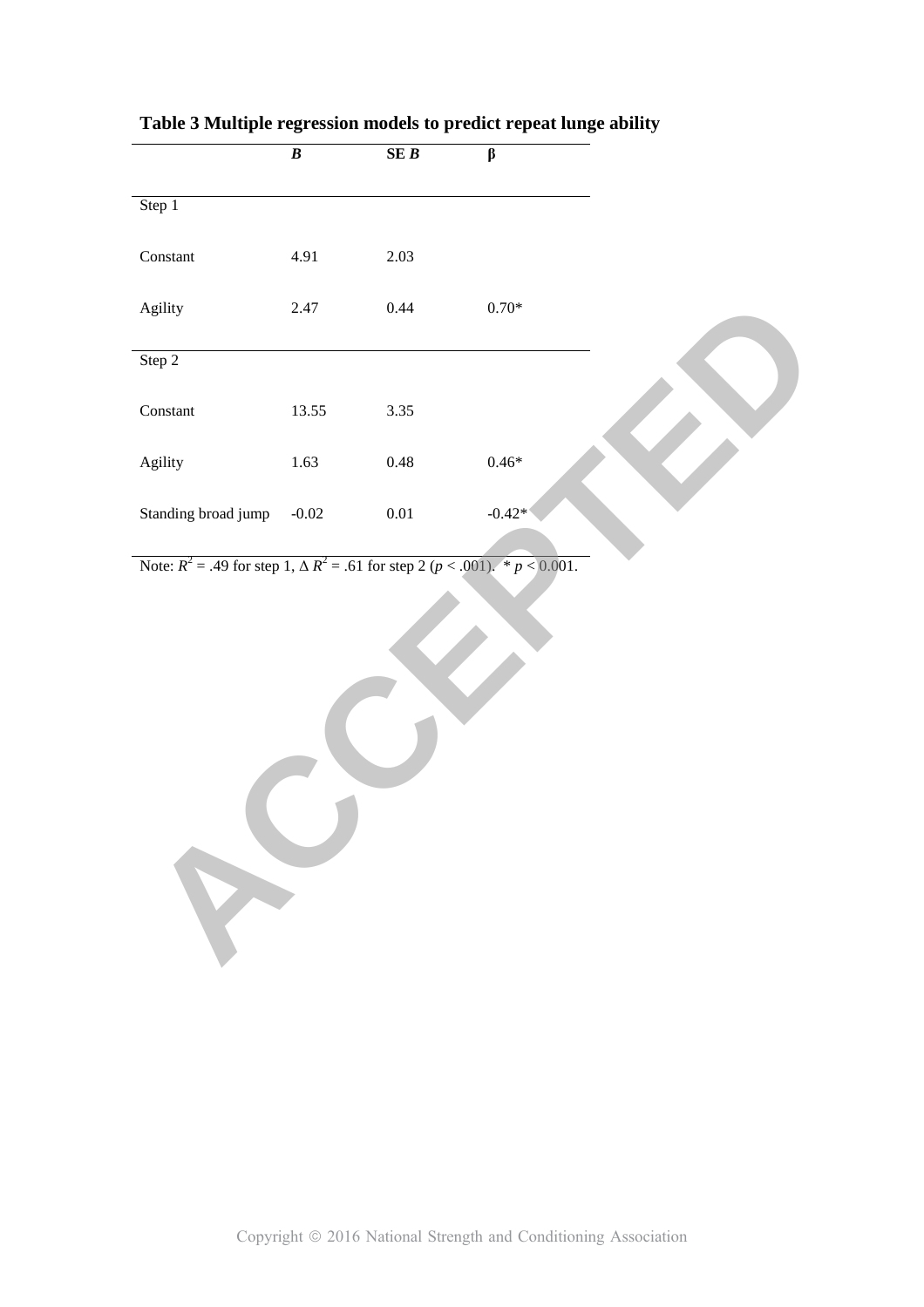**Table 3 Multiple regression models to predict repeat lunge ability**

| | *B* | SE *B* | β |
|---|---|---|---|
| Step 1 | | | |
| Constant | 4.91 | 2.03 | |
| Agility | 2.47 | 0.44 | 0.70* |
| Step 2 | | | |
| Constant | 13.55 | 3.35 | |
| Agility | 1.63 | 0.48 | 0.46* |
| Standing broad jump | -0.02 | 0.01 | -0.42* |

Note: $R^2$ = .49 for step 1, $\Delta R^2$ = .61 for step 2 ($p < .001$). * $p < 0.001$.